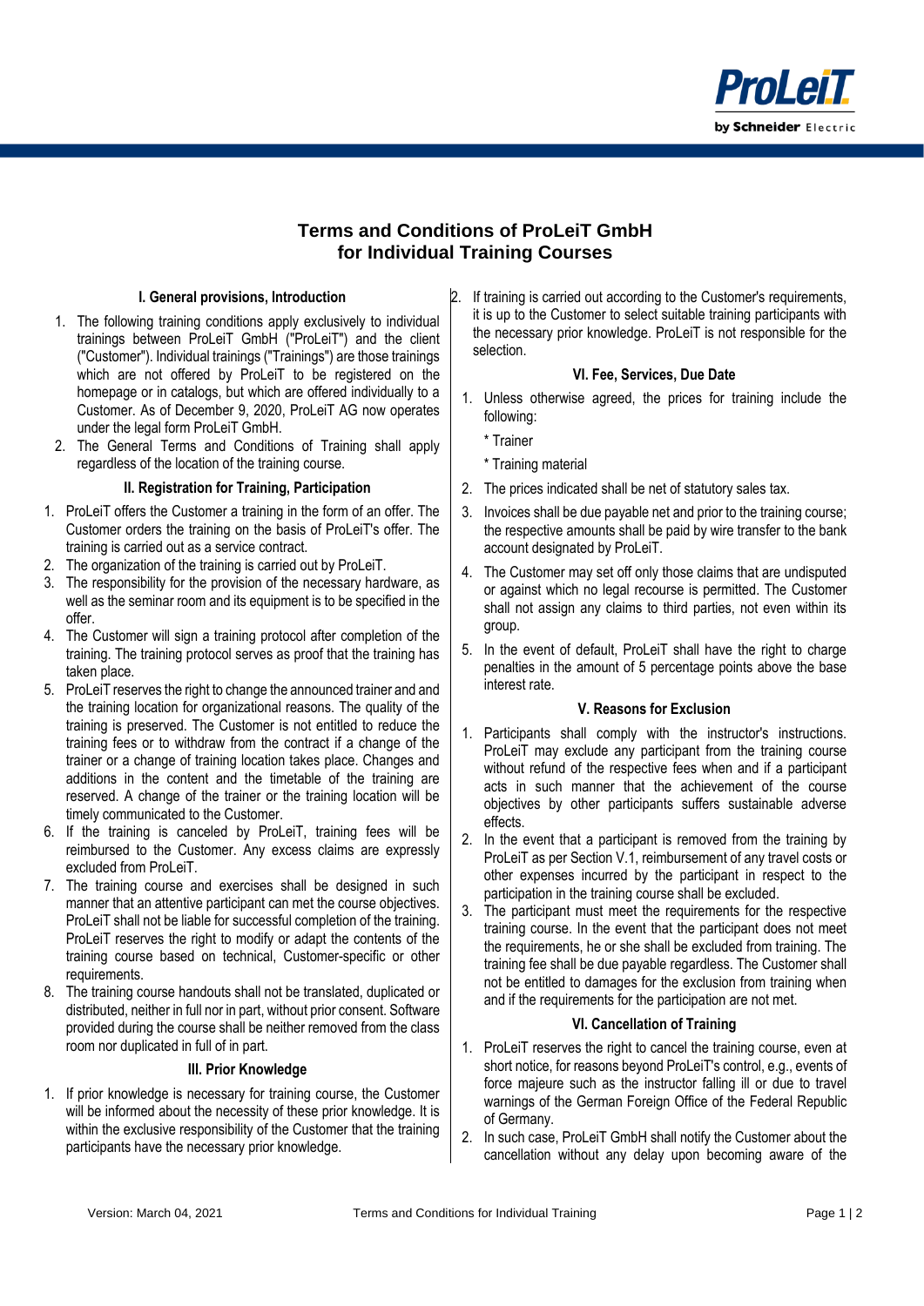# Terms and Conditions of ProLeiT GmbH for Individual Training Courses

### I. General provisions, Introduction

1. The following training conditions apply exclusively to individual trainings between ProLeiT GmbH ("ProLeiT") and the client ("Customer"). Individual trainings ("Trainings") are those trainings which are not offered by ProLeiT to be registered on the homepage or in catalogs, but which are offered individually to a Customer. As of December 9, 2020, ProLeiT AG now operates under the legal form ProLeiT GmbH.
2. The General Terms and Conditions of Training shall apply regardless of the location of the training course.

### II. Registration for Training, Participation

1. ProLeiT offers the Customer a training in the form of an offer. The Customer orders the training on the basis of ProLeiT's offer. The training is carried out as a service contract.
2. The organization of the training is carried out by ProLeiT.
3. The responsibility for the provision of the necessary hardware, as well as the seminar room and its equipment is to be specified in the offer.
4. The Customer will sign a training protocol after completion of the training. The training protocol serves as proof that the training has taken place.
5. ProLeiT reserves the right to change the announced trainer and and the training location for organizational reasons. The quality of the training is preserved. The Customer is not entitled to reduce the training fees or to withdraw from the contract if a change of the trainer or a change of training location takes place. Changes and additions in the content and the timetable of the training are reserved. A change of the trainer or the training location will be timely communicated to the Customer.
6. If the training is canceled by ProLeiT, training fees will be reimbursed to the Customer. Any excess claims are expressly excluded from ProLeiT.
7. The training course and exercises shall be designed in such manner that an attentive participant can met the course objectives. ProLeiT shall not be liable for successful completion of the training. ProLeiT reserves the right to modify or adapt the contents of the training course based on technical, Customer-specific or other requirements.
8. The training course handouts shall not be translated, duplicated or distributed, neither in full nor in part, without prior consent. Software provided during the course shall be neither removed from the class room nor duplicated in full of in part.

### III. Prior Knowledge

1. If prior knowledge is necessary for training course, the Customer will be informed about the necessity of these prior knowledge. It is within the exclusive responsibility of the Customer that the training participants have the necessary prior knowledge.
2. If training is carried out according to the Customer's requirements, it is up to the Customer to select suitable training participants with the necessary prior knowledge. ProLeiT is not responsible for the selection.

### VI. Fee, Services, Due Date

1. Unless otherwise agreed, the prices for training include the following:

   * Trainer

   * Training material
2. The prices indicated shall be net of statutory sales tax.
3. Invoices shall be due payable net and prior to the training course; the respective amounts shall be paid by wire transfer to the bank account designated by ProLeiT.
4. The Customer may set off only those claims that are undisputed or against which no legal recourse is permitted. The Customer shall not assign any claims to third parties, not even within its group.
5. In the event of default, ProLeiT shall have the right to charge penalties in the amount of 5 percentage points above the base interest rate.

### V. Reasons for Exclusion

1. Participants shall comply with the instructor's instructions. ProLeiT may exclude any participant from the training course without refund of the respective fees when and if a participant acts in such manner that the achievement of the course objectives by other participants suffers sustainable adverse effects.
2. In the event that a participant is removed from the training by ProLeiT as per Section V.1, reimbursement of any travel costs or other expenses incurred by the participant in respect to the participation in the training course shall be excluded.
3. The participant must meet the requirements for the respective training course. In the event that the participant does not meet the requirements, he or she shall be excluded from training. The training fee shall be due payable regardless. The Customer shall not be entitled to damages for the exclusion from training when and if the requirements for the participation are not met.

### VI. Cancellation of Training

1. ProLeiT reserves the right to cancel the training course, even at short notice, for reasons beyond ProLeiT's control, e.g., events of force majeure such as the instructor falling ill or due to travel warnings of the German Foreign Office of the Federal Republic of Germany.
2. In such case, ProLeiT GmbH shall notify the Customer about the cancellation without any delay upon becoming aware of the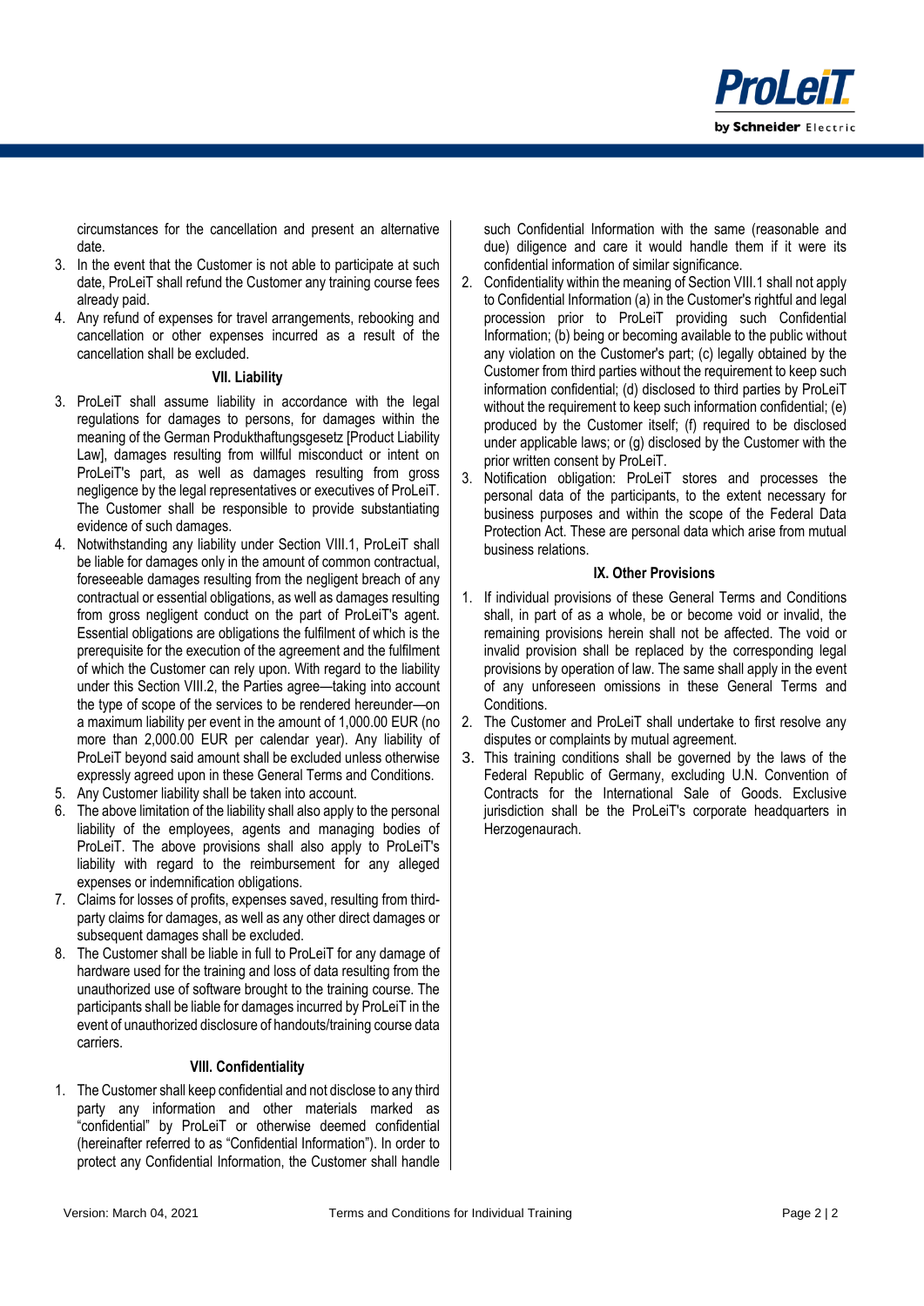circumstances for the cancellation and present an alternative date.

3. In the event that the Customer is not able to participate at such date, ProLeiT shall refund the Customer any training course fees already paid.
4. Any refund of expenses for travel arrangements, rebooking and cancellation or other expenses incurred as a result of the cancellation shall be excluded.

### VII. Liability

3. ProLeiT shall assume liability in accordance with the legal regulations for damages to persons, for damages within the meaning of the German Produkthaftungsgesetz [Product Liability Law], damages resulting from willful misconduct or intent on ProLeiT's part, as well as damages resulting from gross negligence by the legal representatives or executives of ProLeiT. The Customer shall be responsible to provide substantiating evidence of such damages.
4. Notwithstanding any liability under Section VIII.1, ProLeiT shall be liable for damages only in the amount of common contractual, foreseeable damages resulting from the negligent breach of any contractual or essential obligations, as well as damages resulting from gross negligent conduct on the part of ProLeiT's agent. Essential obligations are obligations the fulfilment of which is the prerequisite for the execution of the agreement and the fulfilment of which the Customer can rely upon. With regard to the liability under this Section VIII.2, the Parties agree—taking into account the type of scope of the services to be rendered hereunder—on a maximum liability per event in the amount of 1,000.00 EUR (no more than 2,000.00 EUR per calendar year). Any liability of ProLeiT beyond said amount shall be excluded unless otherwise expressly agreed upon in these General Terms and Conditions.
5. Any Customer liability shall be taken into account.
6. The above limitation of the liability shall also apply to the personal liability of the employees, agents and managing bodies of ProLeiT. The above provisions shall also apply to ProLeiT's liability with regard to the reimbursement for any alleged expenses or indemnification obligations.
7. Claims for losses of profits, expenses saved, resulting from third-party claims for damages, as well as any other direct damages or subsequent damages shall be excluded.
8. The Customer shall be liable in full to ProLeiT for any damage of hardware used for the training and loss of data resulting from the unauthorized use of software brought to the training course. The participants shall be liable for damages incurred by ProLeiT in the event of unauthorized disclosure of handouts/training course data carriers.

### VIII. Confidentiality

1. The Customer shall keep confidential and not disclose to any third party any information and other materials marked as "confidential" by ProLeiT or otherwise deemed confidential (hereinafter referred to as "Confidential Information"). In order to protect any Confidential Information, the Customer shall handle such Confidential Information with the same (reasonable and due) diligence and care it would handle them if it were its confidential information of similar significance.
2. Confidentiality within the meaning of Section VIII.1 shall not apply to Confidential Information (a) in the Customer's rightful and legal procession prior to ProLeiT providing such Confidential Information; (b) being or becoming available to the public without any violation on the Customer's part; (c) legally obtained by the Customer from third parties without the requirement to keep such information confidential; (d) disclosed to third parties by ProLeiT without the requirement to keep such information confidential; (e) produced by the Customer itself; (f) required to be disclosed under applicable laws; or (g) disclosed by the Customer with the prior written consent by ProLeiT.
3. Notification obligation: ProLeiT stores and processes the personal data of the participants, to the extent necessary for business purposes and within the scope of the Federal Data Protection Act. These are personal data which arise from mutual business relations.

### IX. Other Provisions

1. If individual provisions of these General Terms and Conditions shall, in part of as a whole, be or become void or invalid, the remaining provisions herein shall not be affected. The void or invalid provision shall be replaced by the corresponding legal provisions by operation of law. The same shall apply in the event of any unforeseen omissions in these General Terms and Conditions.
2. The Customer and ProLeiT shall undertake to first resolve any disputes or complaints by mutual agreement.
3. This training conditions shall be governed by the laws of the Federal Republic of Germany, excluding U.N. Convention of Contracts for the International Sale of Goods. Exclusive jurisdiction shall be the ProLeiT's corporate headquarters in Herzogenaurach.